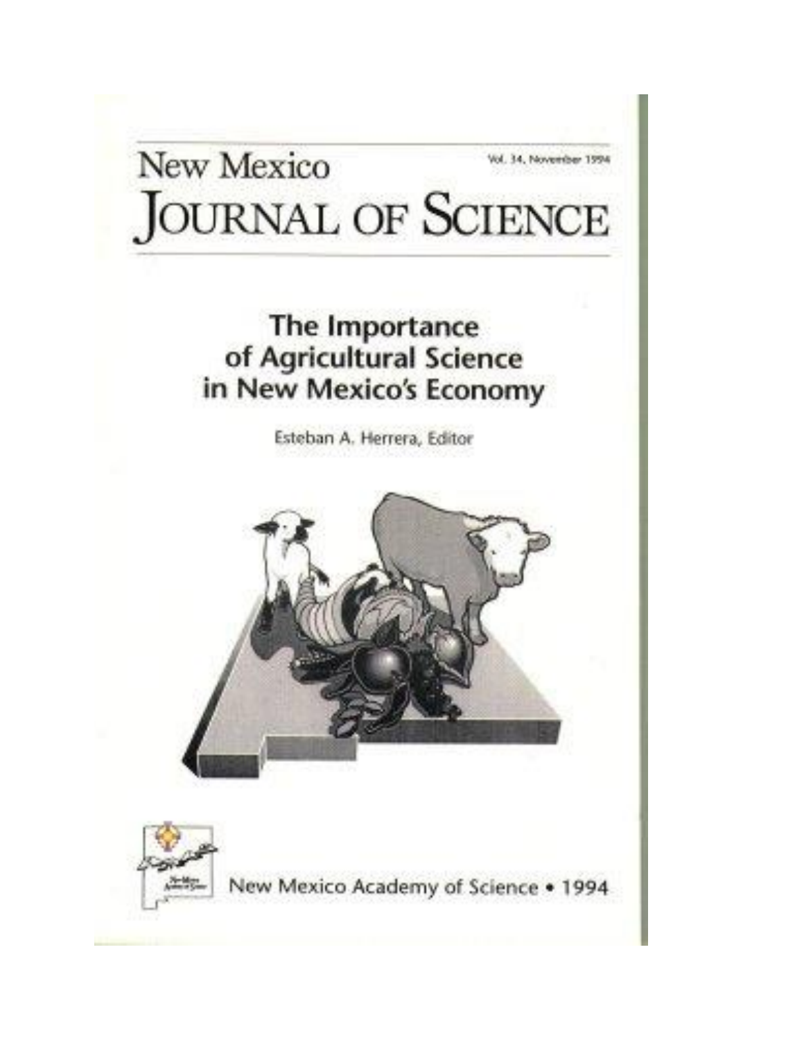# New Mexico Journal of Science

Vol. 34, November 1994

## The Importance of Agricultural Science in New Mexico's Economy

Esteban A. Herrera, Editor

New Mexico Academy of Science • 1994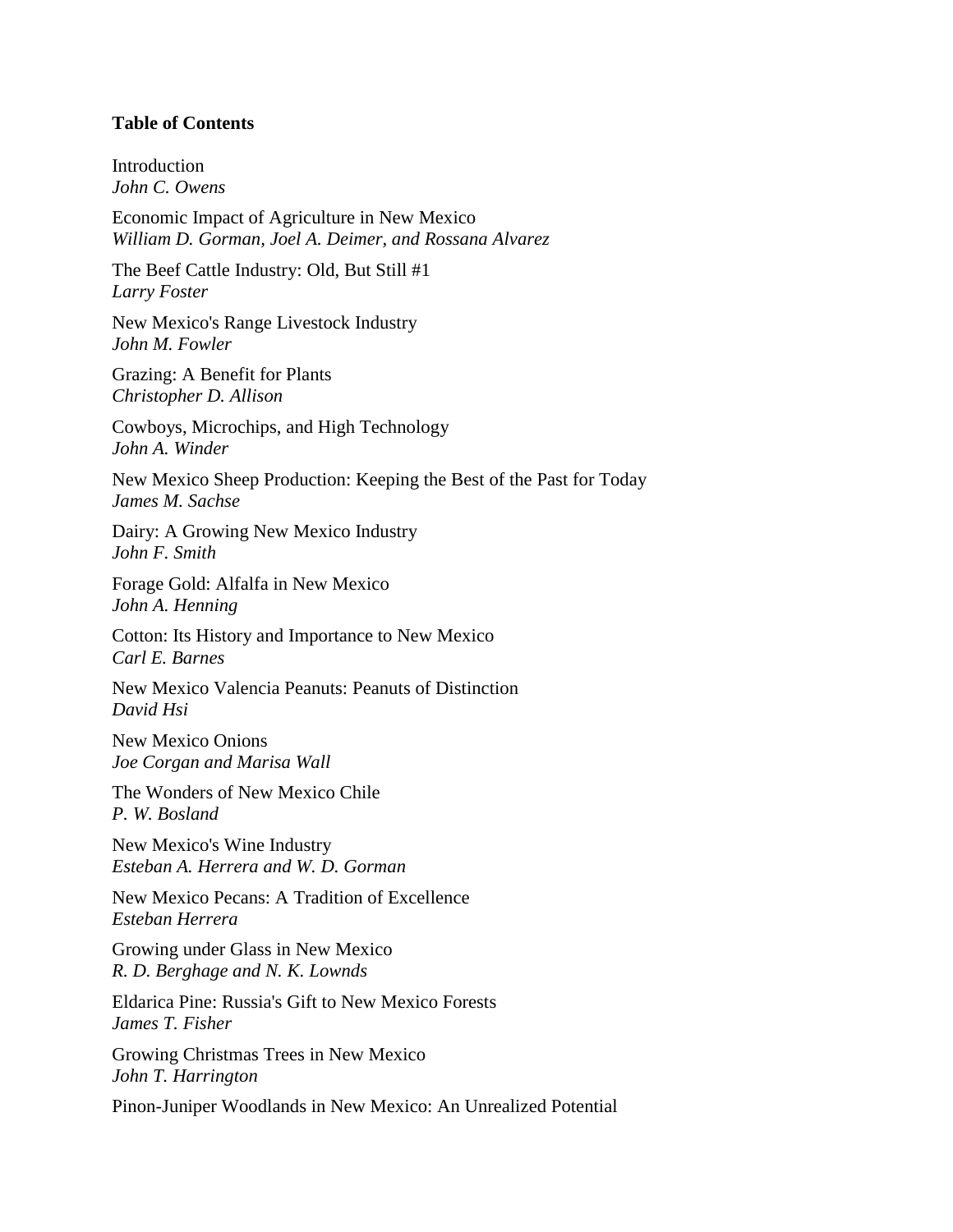**Table of Contents**

Introduction
*John C. Owens*

Economic Impact of Agriculture in New Mexico
*William D. Gorman, Joel A. Deimer, and Rossana Alvarez*

The Beef Cattle Industry: Old, But Still #1
*Larry Foster*

New Mexico's Range Livestock Industry
*John M. Fowler*

Grazing: A Benefit for Plants
*Christopher D. Allison*

Cowboys, Microchips, and High Technology
*John A. Winder*

New Mexico Sheep Production: Keeping the Best of the Past for Today
*James M. Sachse*

Dairy: A Growing New Mexico Industry
*John F. Smith*

Forage Gold: Alfalfa in New Mexico
*John A. Henning*

Cotton: Its History and Importance to New Mexico
*Carl E. Barnes*

New Mexico Valencia Peanuts: Peanuts of Distinction
*David Hsi*

New Mexico Onions
*Joe Corgan and Marisa Wall*

The Wonders of New Mexico Chile
*P. W. Bosland*

New Mexico's Wine Industry
*Esteban A. Herrera and W. D. Gorman*

New Mexico Pecans: A Tradition of Excellence
*Esteban Herrera*

Growing under Glass in New Mexico
*R. D. Berghage and N. K. Lownds*

Eldarica Pine: Russia's Gift to New Mexico Forests
*James T. Fisher*

Growing Christmas Trees in New Mexico
*John T. Harrington*

Pinon-Juniper Woodlands in New Mexico: An Unrealized Potential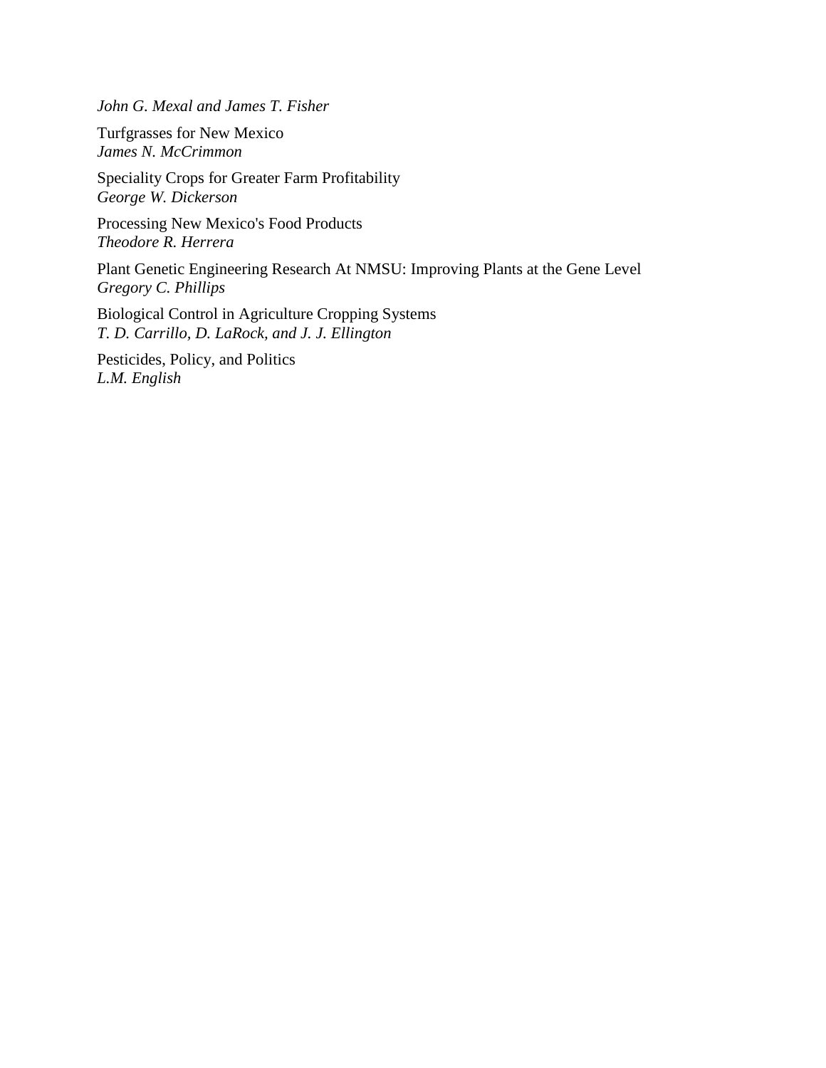*John G. Mexal and James T. Fisher*

Turfgrasses for New Mexico
*James N. McCrimmon*

Speciality Crops for Greater Farm Profitability
*George W. Dickerson*

Processing New Mexico's Food Products
*Theodore R. Herrera*

Plant Genetic Engineering Research At NMSU: Improving Plants at the Gene Level
*Gregory C. Phillips*

Biological Control in Agriculture Cropping Systems
*T. D. Carrillo, D. LaRock, and J. J. Ellington*

Pesticides, Policy, and Politics
*L.M. English*